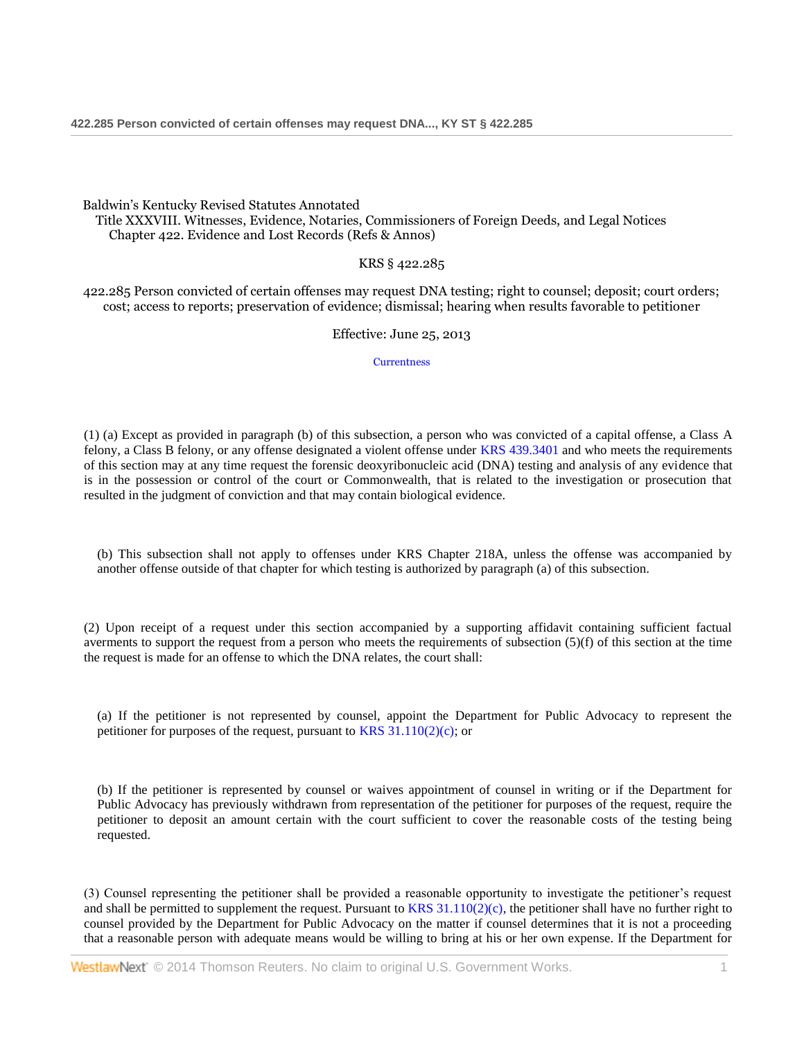Baldwin's Kentucky Revised Statutes Annotated
Title XXXVIII. Witnesses, Evidence, Notaries, Commissioners of Foreign Deeds, and Legal Notices
Chapter 422. Evidence and Lost Records (Refs & Annos)

KRS § 422.285

# 422.285 Person convicted of certain offenses may request DNA testing; right to counsel; deposit; court orders; cost; access to reports; preservation of evidence; dismissal; hearing when results favorable to petitioner

Effective: June 25, 2013

Currentness

(1) (a) Except as provided in paragraph (b) of this subsection, a person who was convicted of a capital offense, a Class A felony, a Class B felony, or any offense designated a violent offense under KRS 439.3401 and who meets the requirements of this section may at any time request the forensic deoxyribonucleic acid (DNA) testing and analysis of any evidence that is in the possession or control of the court or Commonwealth, that is related to the investigation or prosecution that resulted in the judgment of conviction and that may contain biological evidence.

(b) This subsection shall not apply to offenses under KRS Chapter 218A, unless the offense was accompanied by another offense outside of that chapter for which testing is authorized by paragraph (a) of this subsection.

(2) Upon receipt of a request under this section accompanied by a supporting affidavit containing sufficient factual averments to support the request from a person who meets the requirements of subsection (5)(f) of this section at the time the request is made for an offense to which the DNA relates, the court shall:

(a) If the petitioner is not represented by counsel, appoint the Department for Public Advocacy to represent the petitioner for purposes of the request, pursuant to KRS 31.110(2)(c); or

(b) If the petitioner is represented by counsel or waives appointment of counsel in writing or if the Department for Public Advocacy has previously withdrawn from representation of the petitioner for purposes of the request, require the petitioner to deposit an amount certain with the court sufficient to cover the reasonable costs of the testing being requested.

(3) Counsel representing the petitioner shall be provided a reasonable opportunity to investigate the petitioner's request and shall be permitted to supplement the request. Pursuant to KRS 31.110(2)(c), the petitioner shall have no further right to counsel provided by the Department for Public Advocacy on the matter if counsel determines that it is not a proceeding that a reasonable person with adequate means would be willing to bring at his or her own expense. If the Department for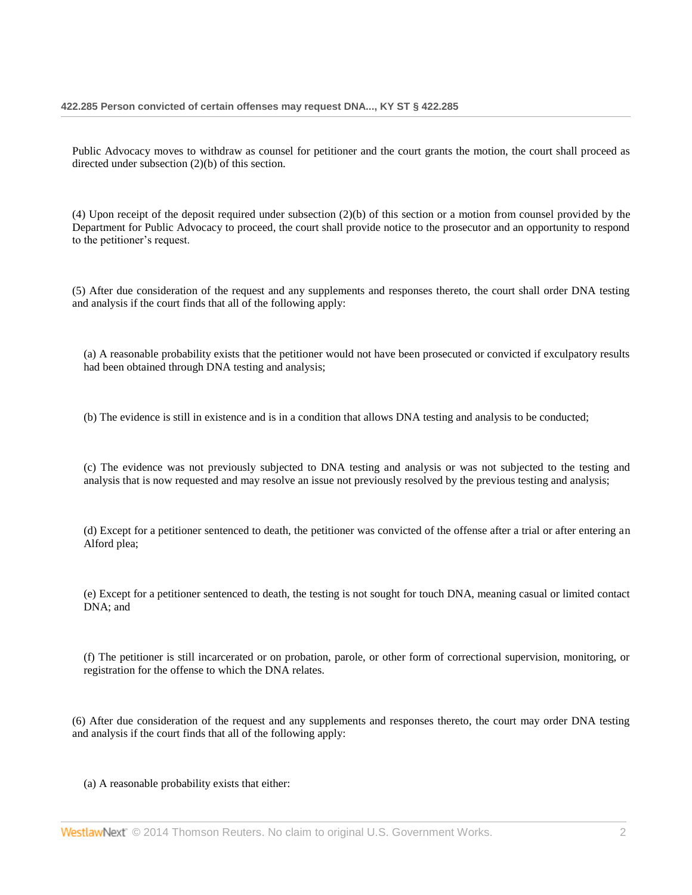Public Advocacy moves to withdraw as counsel for petitioner and the court grants the motion, the court shall proceed as directed under subsection (2)(b) of this section.

(4) Upon receipt of the deposit required under subsection (2)(b) of this section or a motion from counsel provided by the Department for Public Advocacy to proceed, the court shall provide notice to the prosecutor and an opportunity to respond to the petitioner's request.

(5) After due consideration of the request and any supplements and responses thereto, the court shall order DNA testing and analysis if the court finds that all of the following apply:

(a) A reasonable probability exists that the petitioner would not have been prosecuted or convicted if exculpatory results had been obtained through DNA testing and analysis;

(b) The evidence is still in existence and is in a condition that allows DNA testing and analysis to be conducted;

(c) The evidence was not previously subjected to DNA testing and analysis or was not subjected to the testing and analysis that is now requested and may resolve an issue not previously resolved by the previous testing and analysis;

(d) Except for a petitioner sentenced to death, the petitioner was convicted of the offense after a trial or after entering an Alford plea;

(e) Except for a petitioner sentenced to death, the testing is not sought for touch DNA, meaning casual or limited contact DNA; and

(f) The petitioner is still incarcerated or on probation, parole, or other form of correctional supervision, monitoring, or registration for the offense to which the DNA relates.

(6) After due consideration of the request and any supplements and responses thereto, the court may order DNA testing and analysis if the court finds that all of the following apply:

(a) A reasonable probability exists that either: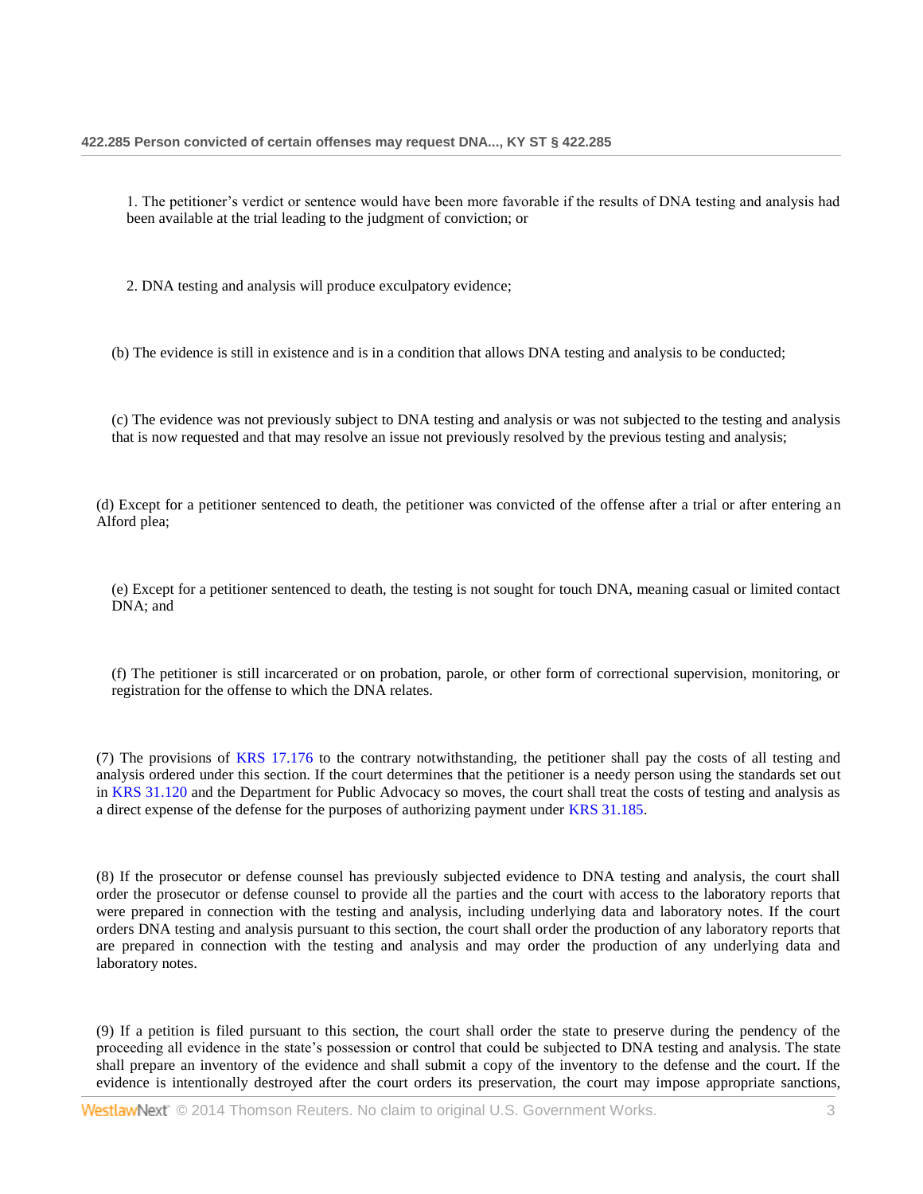1. The petitioner's verdict or sentence would have been more favorable if the results of DNA testing and analysis had been available at the trial leading to the judgment of conviction; or

2. DNA testing and analysis will produce exculpatory evidence;

(b) The evidence is still in existence and is in a condition that allows DNA testing and analysis to be conducted;

(c) The evidence was not previously subject to DNA testing and analysis or was not subjected to the testing and analysis that is now requested and that may resolve an issue not previously resolved by the previous testing and analysis;

(d) Except for a petitioner sentenced to death, the petitioner was convicted of the offense after a trial or after entering an Alford plea;

(e) Except for a petitioner sentenced to death, the testing is not sought for touch DNA, meaning casual or limited contact DNA; and

(f) The petitioner is still incarcerated or on probation, parole, or other form of correctional supervision, monitoring, or registration for the offense to which the DNA relates.

(7) The provisions of KRS 17.176 to the contrary notwithstanding, the petitioner shall pay the costs of all testing and analysis ordered under this section. If the court determines that the petitioner is a needy person using the standards set out in KRS 31.120 and the Department for Public Advocacy so moves, the court shall treat the costs of testing and analysis as a direct expense of the defense for the purposes of authorizing payment under KRS 31.185.

(8) If the prosecutor or defense counsel has previously subjected evidence to DNA testing and analysis, the court shall order the prosecutor or defense counsel to provide all the parties and the court with access to the laboratory reports that were prepared in connection with the testing and analysis, including underlying data and laboratory notes. If the court orders DNA testing and analysis pursuant to this section, the court shall order the production of any laboratory reports that are prepared in connection with the testing and analysis and may order the production of any underlying data and laboratory notes.

(9) If a petition is filed pursuant to this section, the court shall order the state to preserve during the pendency of the proceeding all evidence in the state's possession or control that could be subjected to DNA testing and analysis. The state shall prepare an inventory of the evidence and shall submit a copy of the inventory to the defense and the court. If the evidence is intentionally destroyed after the court orders its preservation, the court may impose appropriate sanctions,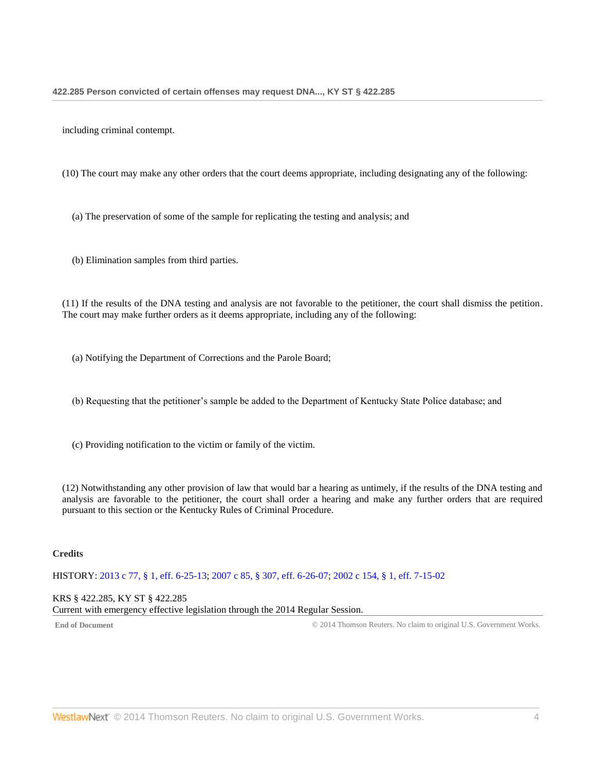including criminal contempt.

(10) The court may make any other orders that the court deems appropriate, including designating any of the following:

(a) The preservation of some of the sample for replicating the testing and analysis; and

(b) Elimination samples from third parties.

(11) If the results of the DNA testing and analysis are not favorable to the petitioner, the court shall dismiss the petition. The court may make further orders as it deems appropriate, including any of the following:

(a) Notifying the Department of Corrections and the Parole Board;

(b) Requesting that the petitioner's sample be added to the Department of Kentucky State Police database; and

(c) Providing notification to the victim or family of the victim.

(12) Notwithstanding any other provision of law that would bar a hearing as untimely, if the results of the DNA testing and analysis are favorable to the petitioner, the court shall order a hearing and make any further orders that are required pursuant to this section or the Kentucky Rules of Criminal Procedure.

**Credits**

HISTORY: 2013 c 77, § 1, eff. 6-25-13; 2007 c 85, § 307, eff. 6-26-07; 2002 c 154, § 1, eff. 7-15-02

KRS § 422.285, KY ST § 422.285
Current with emergency effective legislation through the 2014 Regular Session.

**End of Document** © 2014 Thomson Reuters. No claim to original U.S. Government Works.